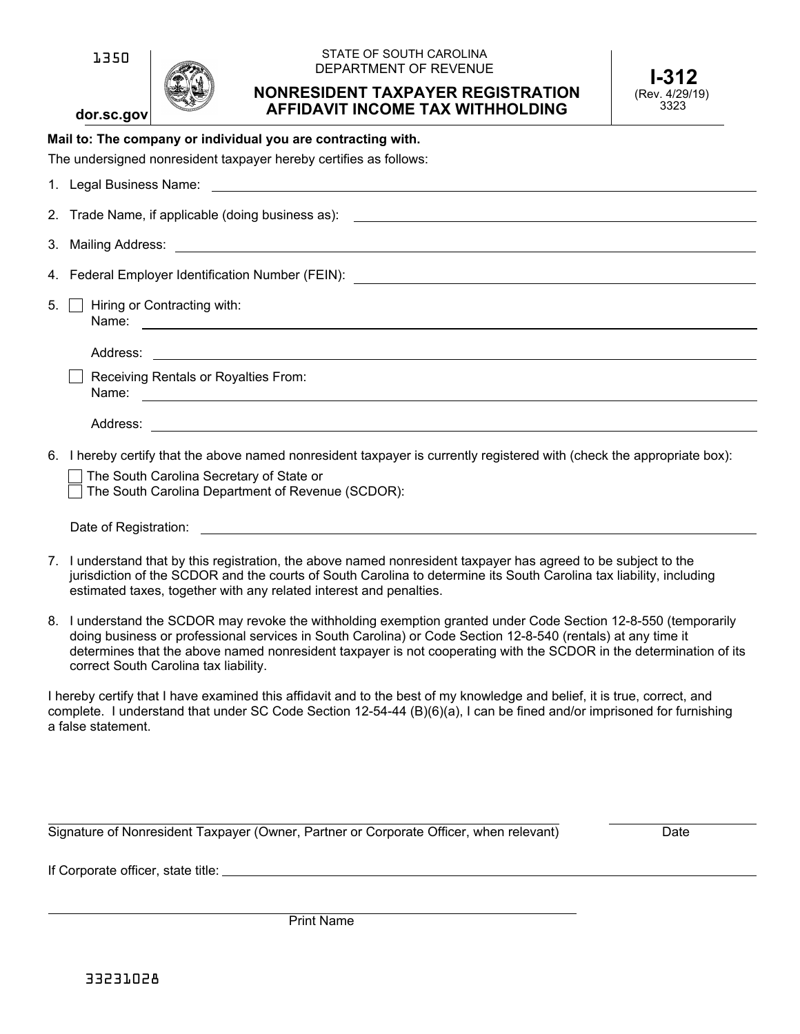1350

dor.sc.gov

STATE OF SOUTH CAROLINA
DEPARTMENT OF REVENUE

# NONRESIDENT TAXPAYER REGISTRATION AFFIDAVIT INCOME TAX WITHHOLDING

**I-312**
(Rev. 4/29/19)
3323

**Mail to: The company or individual you are contracting with.**

The undersigned nonresident taxpayer hereby certifies as follows:

1. Legal Business Name: ______________________________

2. Trade Name, if applicable (doing business as): ______________________________

3. Mailing Address: ______________________________

4. Federal Employer Identification Number (FEIN): ______________________________

5. ☐ Hiring or Contracting with:
   Name: ______________________________

   Address: ______________________________

   ☐ Receiving Rentals or Royalties From:
   Name: ______________________________

   Address: ______________________________

6. I hereby certify that the above named nonresident taxpayer is currently registered with (check the appropriate box):

   ☐ The South Carolina Secretary of State or
   ☐ The South Carolina Department of Revenue (SCDOR):

   Date of Registration: ______________________________

7. I understand that by this registration, the above named nonresident taxpayer has agreed to be subject to the jurisdiction of the SCDOR and the courts of South Carolina to determine its South Carolina tax liability, including estimated taxes, together with any related interest and penalties.

8. I understand the SCDOR may revoke the withholding exemption granted under Code Section 12-8-550 (temporarily doing business or professional services in South Carolina) or Code Section 12-8-540 (rentals) at any time it determines that the above named nonresident taxpayer is not cooperating with the SCDOR in the determination of its correct South Carolina tax liability.

I hereby certify that I have examined this affidavit and to the best of my knowledge and belief, it is true, correct, and complete. I understand that under SC Code Section 12-54-44 (B)(6)(a), I can be fined and/or imprisoned for furnishing a false statement.

______________________________ ______________
Signature of Nonresident Taxpayer (Owner, Partner or Corporate Officer, when relevant) Date

If Corporate officer, state title: ______________________________

______________________________
Print Name

33231028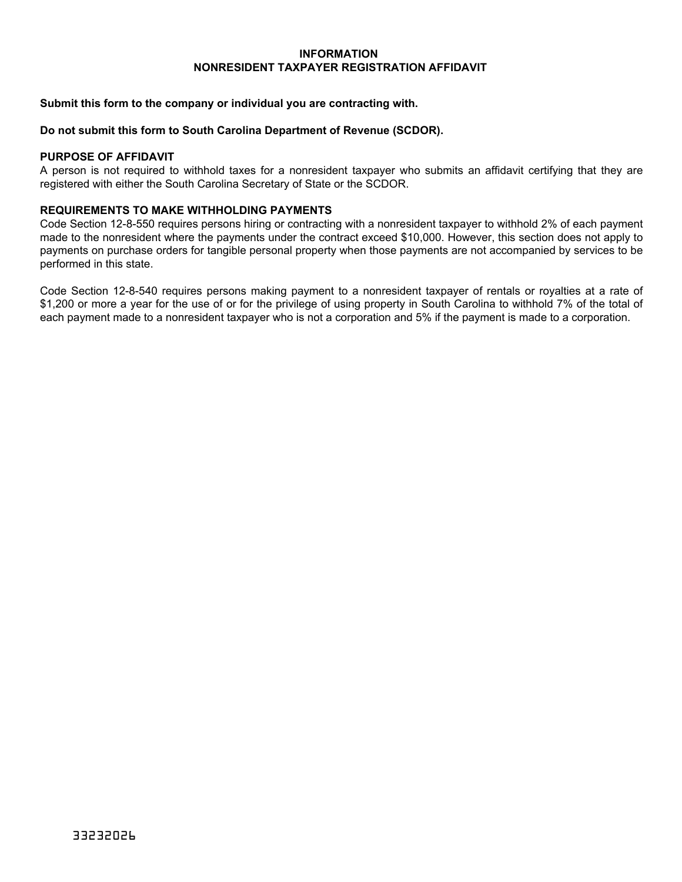# INFORMATION
# NONRESIDENT TAXPAYER REGISTRATION AFFIDAVIT

**Submit this form to the company or individual you are contracting with.**

**Do not submit this form to South Carolina Department of Revenue (SCDOR).**

### PURPOSE OF AFFIDAVIT

A person is not required to withhold taxes for a nonresident taxpayer who submits an affidavit certifying that they are registered with either the South Carolina Secretary of State or the SCDOR.

### REQUIREMENTS TO MAKE WITHHOLDING PAYMENTS

Code Section 12-8-550 requires persons hiring or contracting with a nonresident taxpayer to withhold 2% of each payment made to the nonresident where the payments under the contract exceed $10,000. However, this section does not apply to payments on purchase orders for tangible personal property when those payments are not accompanied by services to be performed in this state.

Code Section 12-8-540 requires persons making payment to a nonresident taxpayer of rentals or royalties at a rate of $1,200 or more a year for the use of or for the privilege of using property in South Carolina to withhold 7% of the total of each payment made to a nonresident taxpayer who is not a corporation and 5% if the payment is made to a corporation.

33232026